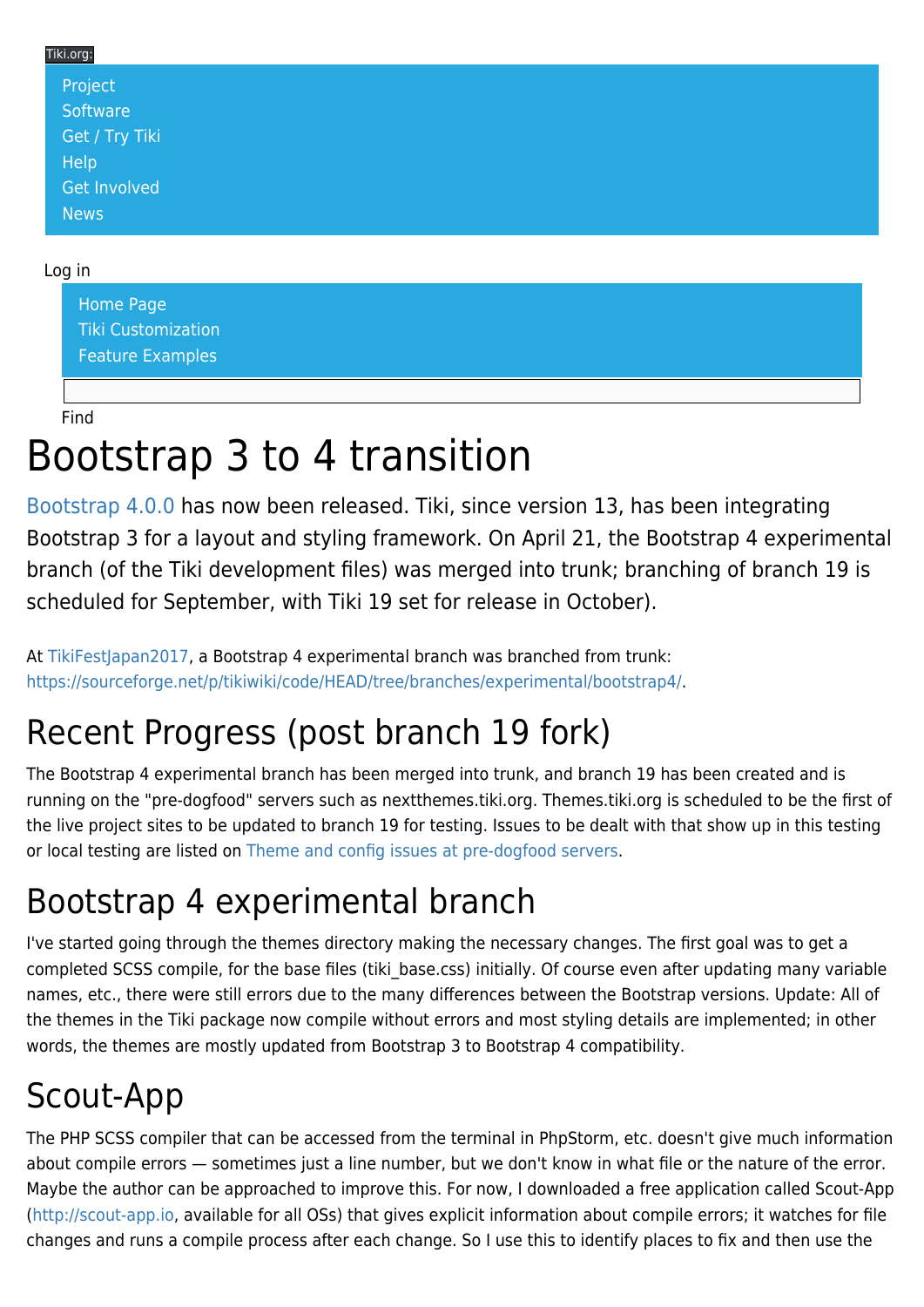Tiki.org:

- Project
- Software
- Get / Try Tiki
- Help
- Get Involved
- News

Log in

- Home Page
- Tiki Customization
- Feature Examples

Find

# Bootstrap 3 to 4 transition

Bootstrap 4.0.0 has now been released. Tiki, since version 13, has been integrating Bootstrap 3 for a layout and styling framework. On April 21, the Bootstrap 4 experimental branch (of the Tiki development files) was merged into trunk; branching of branch 19 is scheduled for September, with Tiki 19 set for release in October).

At TikiFestJapan2017, a Bootstrap 4 experimental branch was branched from trunk: https://sourceforge.net/p/tikiwiki/code/HEAD/tree/branches/experimental/bootstrap4/.

# Recent Progress (post branch 19 fork)

The Bootstrap 4 experimental branch has been merged into trunk, and branch 19 has been created and is running on the "pre-dogfood" servers such as nextthemes.tiki.org. Themes.tiki.org is scheduled to be the first of the live project sites to be updated to branch 19 for testing. Issues to be dealt with that show up in this testing or local testing are listed on Theme and config issues at pre-dogfood servers.

# Bootstrap 4 experimental branch

I've started going through the themes directory making the necessary changes. The first goal was to get a completed SCSS compile, for the base files (tiki_base.css) initially. Of course even after updating many variable names, etc., there were still errors due to the many differences between the Bootstrap versions. Update: All of the themes in the Tiki package now compile without errors and most styling details are implemented; in other words, the themes are mostly updated from Bootstrap 3 to Bootstrap 4 compatibility.

# Scout-App

The PHP SCSS compiler that can be accessed from the terminal in PhpStorm, etc. doesn't give much information about compile errors — sometimes just a line number, but we don't know in what file or the nature of the error. Maybe the author can be approached to improve this. For now, I downloaded a free application called Scout-App (http://scout-app.io, available for all OSs) that gives explicit information about compile errors; it watches for file changes and runs a compile process after each change. So I use this to identify places to fix and then use the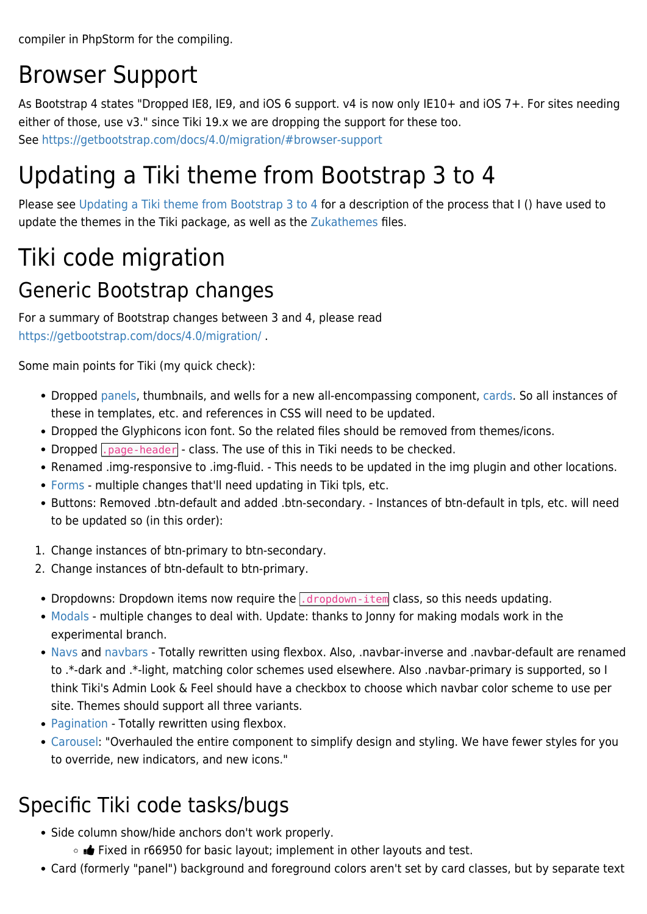compiler in PhpStorm for the compiling.

# Browser Support

As Bootstrap 4 states "Dropped IE8, IE9, and iOS 6 support. v4 is now only IE10+ and iOS 7+. For sites needing either of those, use v3." since Tiki 19.x we are dropping the support for these too.
See https://getbootstrap.com/docs/4.0/migration/#browser-support

# Updating a Tiki theme from Bootstrap 3 to 4

Please see Updating a Tiki theme from Bootstrap 3 to 4 for a description of the process that I () have used to update the themes in the Tiki package, as well as the Zukathemes files.

# Tiki code migration

## Generic Bootstrap changes

For a summary of Bootstrap changes between 3 and 4, please read https://getbootstrap.com/docs/4.0/migration/ .

Some main points for Tiki (my quick check):

- Dropped panels, thumbnails, and wells for a new all-encompassing component, cards. So all instances of these in templates, etc. and references in CSS will need to be updated.
- Dropped the Glyphicons icon font. So the related files should be removed from themes/icons.
- Dropped `.page-header` - class. The use of this in Tiki needs to be checked.
- Renamed .img-responsive to .img-fluid. - This needs to be updated in the img plugin and other locations.
- Forms - multiple changes that'll need updating in Tiki tpls, etc.
- Buttons: Removed .btn-default and added .btn-secondary. - Instances of btn-default in tpls, etc. will need to be updated so (in this order):

1. Change instances of btn-primary to btn-secondary.
2. Change instances of btn-default to btn-primary.

- Dropdowns: Dropdown items now require the `.dropdown-item` class, so this needs updating.
- Modals - multiple changes to deal with. Update: thanks to Jonny for making modals work in the experimental branch.
- Navs and navbars - Totally rewritten using flexbox. Also, .navbar-inverse and .navbar-default are renamed to .*-dark and .*-light, matching color schemes used elsewhere. Also .navbar-primary is supported, so I think Tiki's Admin Look & Feel should have a checkbox to choose which navbar color scheme to use per site. Themes should support all three variants.
- Pagination - Totally rewritten using flexbox.
- Carousel: "Overhauled the entire component to simplify design and styling. We have fewer styles for you to override, new indicators, and new icons."

## Specific Tiki code tasks/bugs

- Side column show/hide anchors don't work properly.
  - 👍 Fixed in r66950 for basic layout; implement in other layouts and test.
- Card (formerly "panel") background and foreground colors aren't set by card classes, but by separate text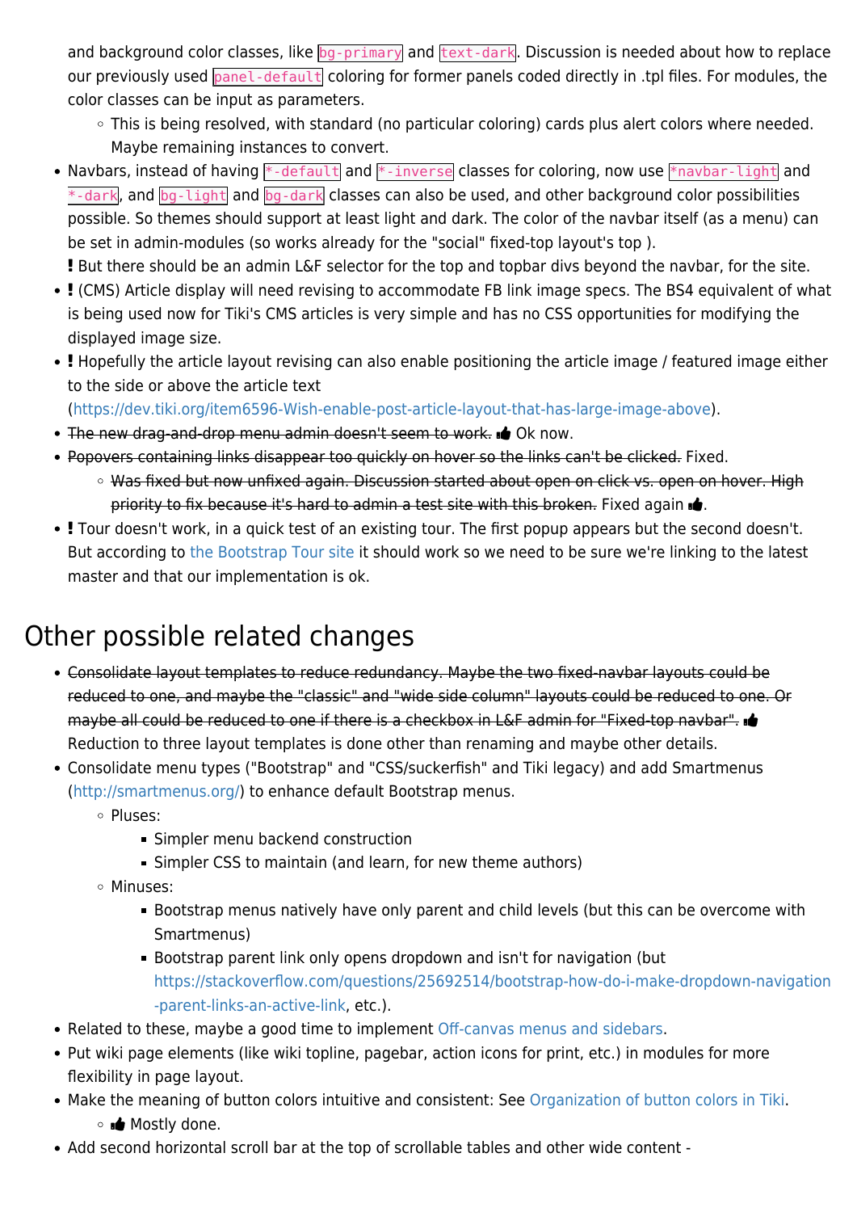and background color classes, like `bg-primary` and `text-dark`. Discussion is needed about how to replace our previously used `panel-default` coloring for former panels coded directly in .tpl files. For modules, the color classes can be input as parameters.
    - This is being resolved, with standard (no particular coloring) cards plus alert colors where needed. Maybe remaining instances to convert.
- Navbars, instead of having `*-default` and `*-inverse` classes for coloring, now use `*navbar-light` and `*-dark`, and `bg-light` and `bg-dark` classes can also be used, and other background color possibilities possible. So themes should support at least light and dark. The color of the navbar itself (as a menu) can be set in admin-modules (so works already for the "social" fixed-top layout's top ).
  **!** But there should be an admin L&F selector for the top and topbar divs beyond the navbar, for the site.
- **!** (CMS) Article display will need revising to accommodate FB link image specs. The BS4 equivalent of what is being used now for Tiki's CMS articles is very simple and has no CSS opportunities for modifying the displayed image size.
- **!** Hopefully the article layout revising can also enable positioning the article image / featured image either to the side or above the article text (https://dev.tiki.org/item6596-Wish-enable-post-article-layout-that-has-large-image-above).
- ~~The new drag-and-drop menu admin doesn't seem to work.~~ 👍 Ok now.
- ~~Popovers containing links disappear too quickly on hover so the links can't be clicked.~~ Fixed.
    - ~~Was fixed but now unfixed again. Discussion started about open on click vs. open on hover. High priority to fix because it's hard to admin a test site with this broken.~~ Fixed again 👍.
- **!** Tour doesn't work, in a quick test of an existing tour. The first popup appears but the second doesn't. But according to the Bootstrap Tour site it should work so we need to be sure we're linking to the latest master and that our implementation is ok.

# Other possible related changes

- ~~Consolidate layout templates to reduce redundancy. Maybe the two fixed-navbar layouts could be reduced to one, and maybe the "classic" and "wide side column" layouts could be reduced to one. Or maybe all could be reduced to one if there is a checkbox in L&F admin for "Fixed-top navbar".~~ 👍 Reduction to three layout templates is done other than renaming and maybe other details.
- Consolidate menu types ("Bootstrap" and "CSS/suckerfish" and Tiki legacy) and add Smartmenus (http://smartmenus.org/) to enhance default Bootstrap menus.
    - Pluses:
        - Simpler menu backend construction
        - Simpler CSS to maintain (and learn, for new theme authors)
    - Minuses:
        - Bootstrap menus natively have only parent and child levels (but this can be overcome with Smartmenus)
        - Bootstrap parent link only opens dropdown and isn't for navigation (but https://stackoverflow.com/questions/25692514/bootstrap-how-do-i-make-dropdown-navigation-parent-links-an-active-link, etc.).
- Related to these, maybe a good time to implement Off-canvas menus and sidebars.
- Put wiki page elements (like wiki topline, pagebar, action icons for print, etc.) in modules for more flexibility in page layout.
- Make the meaning of button colors intuitive and consistent: See Organization of button colors in Tiki.
    - 👍 Mostly done.
- Add second horizontal scroll bar at the top of scrollable tables and other wide content -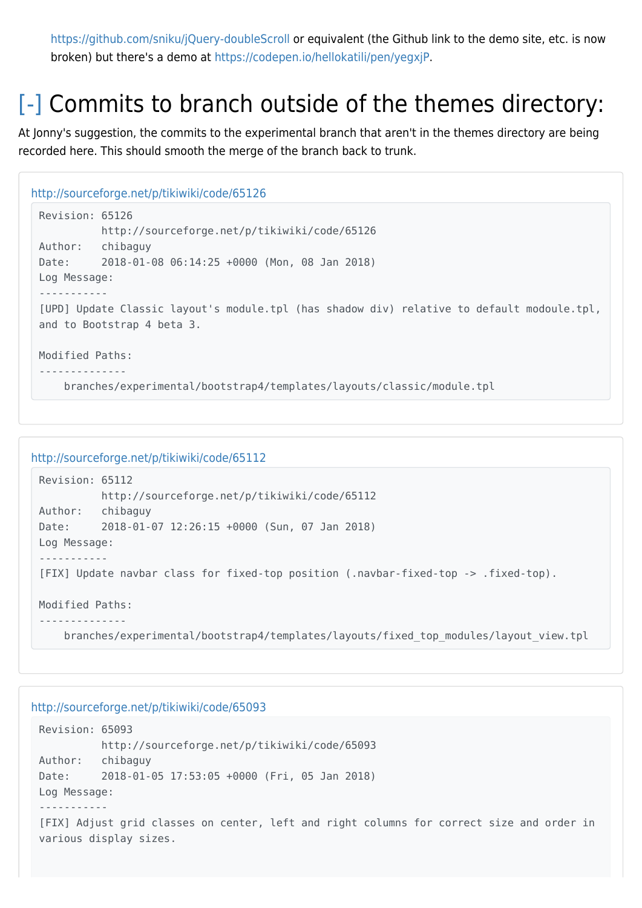https://github.com/sniku/jQuery-doubleScroll or equivalent (the Github link to the demo site, etc. is now broken) but there's a demo at https://codepen.io/hellokatili/pen/yegxjP.

# [-] Commits to branch outside of the themes directory:

At Jonny's suggestion, the commits to the experimental branch that aren't in the themes directory are being recorded here. This should smooth the merge of the branch back to trunk.

http://sourceforge.net/p/tikiwiki/code/65126

```
Revision: 65126
          http://sourceforge.net/p/tikiwiki/code/65126
Author:   chibaguy
Date:     2018-01-08 06:14:25 +0000 (Mon, 08 Jan 2018)
Log Message:
-----------
[UPD] Update Classic layout's module.tpl (has shadow div) relative to default modoule.tpl,
and to Bootstrap 4 beta 3.

Modified Paths:
--------------
    branches/experimental/bootstrap4/templates/layouts/classic/module.tpl
```

http://sourceforge.net/p/tikiwiki/code/65112

```
Revision: 65112
          http://sourceforge.net/p/tikiwiki/code/65112
Author:   chibaguy
Date:     2018-01-07 12:26:15 +0000 (Sun, 07 Jan 2018)
Log Message:
-----------
[FIX] Update navbar class for fixed-top position (.navbar-fixed-top -> .fixed-top).

Modified Paths:
--------------
    branches/experimental/bootstrap4/templates/layouts/fixed_top_modules/layout_view.tpl
```

http://sourceforge.net/p/tikiwiki/code/65093

```
Revision: 65093
          http://sourceforge.net/p/tikiwiki/code/65093
Author:   chibaguy
Date:     2018-01-05 17:53:05 +0000 (Fri, 05 Jan 2018)
Log Message:
-----------
[FIX] Adjust grid classes on center, left and right columns for correct size and order in
various display sizes.
```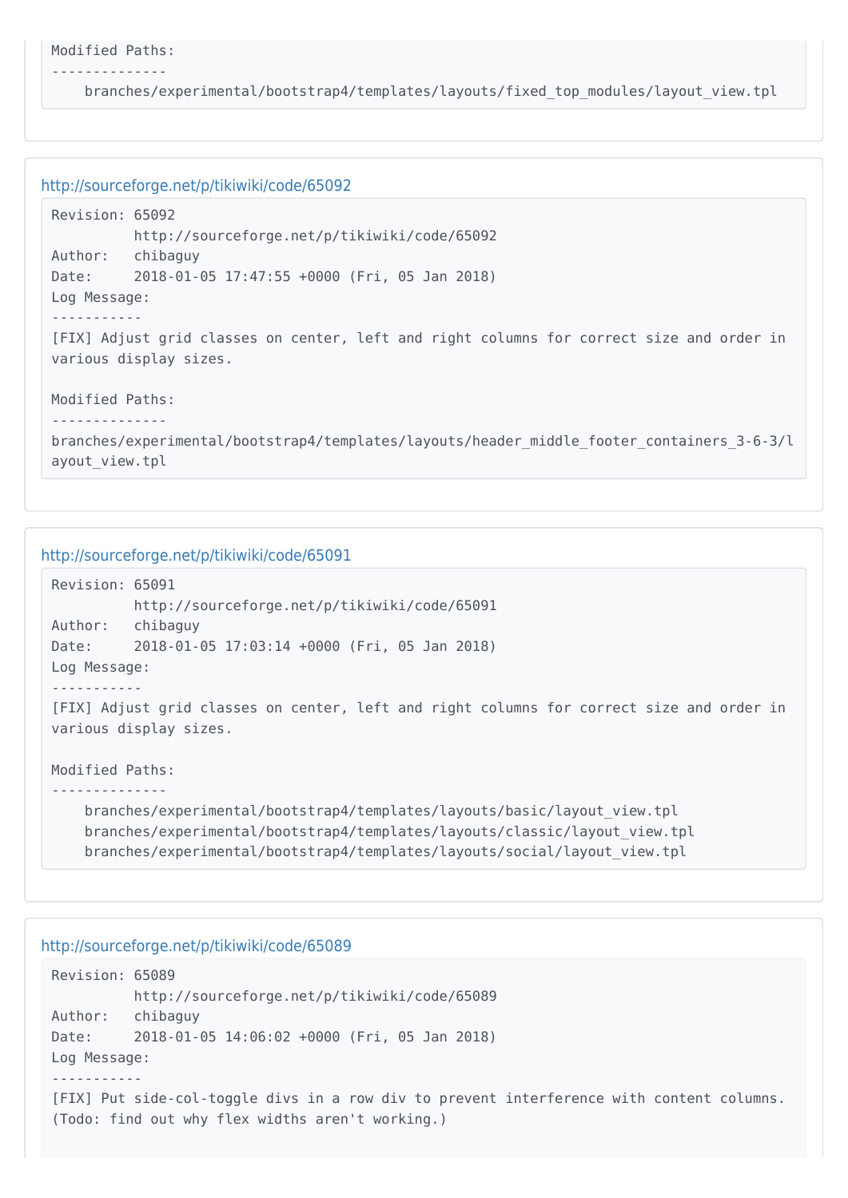```
Modified Paths:
--------------
    branches/experimental/bootstrap4/templates/layouts/fixed_top_modules/layout_view.tpl
```

http://sourceforge.net/p/tikiwiki/code/65092

```
Revision: 65092
          http://sourceforge.net/p/tikiwiki/code/65092
Author:   chibaguy
Date:     2018-01-05 17:47:55 +0000 (Fri, 05 Jan 2018)
Log Message:
-----------
[FIX] Adjust grid classes on center, left and right columns for correct size and order in various display sizes.

Modified Paths:
--------------
branches/experimental/bootstrap4/templates/layouts/header_middle_footer_containers_3-6-3/layout_view.tpl
```

http://sourceforge.net/p/tikiwiki/code/65091

```
Revision: 65091
          http://sourceforge.net/p/tikiwiki/code/65091
Author:   chibaguy
Date:     2018-01-05 17:03:14 +0000 (Fri, 05 Jan 2018)
Log Message:
-----------
[FIX] Adjust grid classes on center, left and right columns for correct size and order in various display sizes.

Modified Paths:
--------------
    branches/experimental/bootstrap4/templates/layouts/basic/layout_view.tpl
    branches/experimental/bootstrap4/templates/layouts/classic/layout_view.tpl
    branches/experimental/bootstrap4/templates/layouts/social/layout_view.tpl
```

http://sourceforge.net/p/tikiwiki/code/65089

```
Revision: 65089
          http://sourceforge.net/p/tikiwiki/code/65089
Author:   chibaguy
Date:     2018-01-05 14:06:02 +0000 (Fri, 05 Jan 2018)
Log Message:
-----------
[FIX] Put side-col-toggle divs in a row div to prevent interference with content columns. (Todo: find out why flex widths aren't working.)
```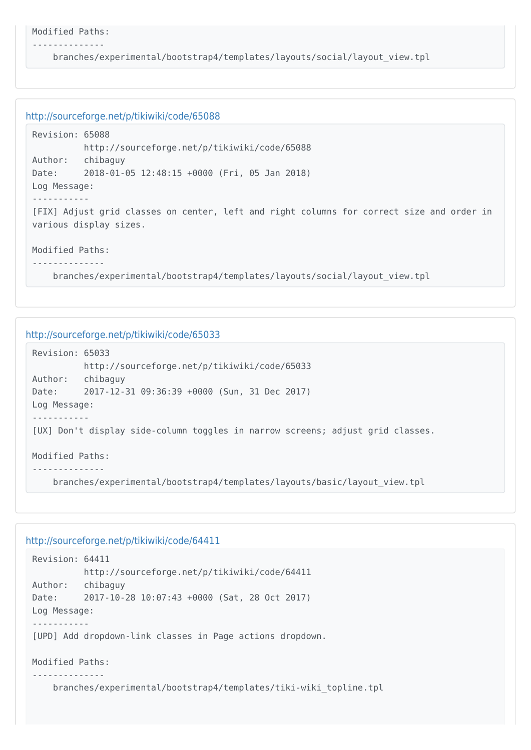```
Modified Paths:
--------------
    branches/experimental/bootstrap4/templates/layouts/social/layout_view.tpl
```

http://sourceforge.net/p/tikiwiki/code/65088

```
Revision: 65088
          http://sourceforge.net/p/tikiwiki/code/65088
Author:   chibaguy
Date:     2018-01-05 12:48:15 +0000 (Fri, 05 Jan 2018)
Log Message:
-----------
[FIX] Adjust grid classes on center, left and right columns for correct size and order in
various display sizes.

Modified Paths:
--------------
    branches/experimental/bootstrap4/templates/layouts/social/layout_view.tpl
```

http://sourceforge.net/p/tikiwiki/code/65033

```
Revision: 65033
          http://sourceforge.net/p/tikiwiki/code/65033
Author:   chibaguy
Date:     2017-12-31 09:36:39 +0000 (Sun, 31 Dec 2017)
Log Message:
-----------
[UX] Don't display side-column toggles in narrow screens; adjust grid classes.

Modified Paths:
--------------
    branches/experimental/bootstrap4/templates/layouts/basic/layout_view.tpl
```

http://sourceforge.net/p/tikiwiki/code/64411

```
Revision: 64411
          http://sourceforge.net/p/tikiwiki/code/64411
Author:   chibaguy
Date:     2017-10-28 10:07:43 +0000 (Sat, 28 Oct 2017)
Log Message:
-----------
[UPD] Add dropdown-link classes in Page actions dropdown.

Modified Paths:
--------------
    branches/experimental/bootstrap4/templates/tiki-wiki_topline.tpl
```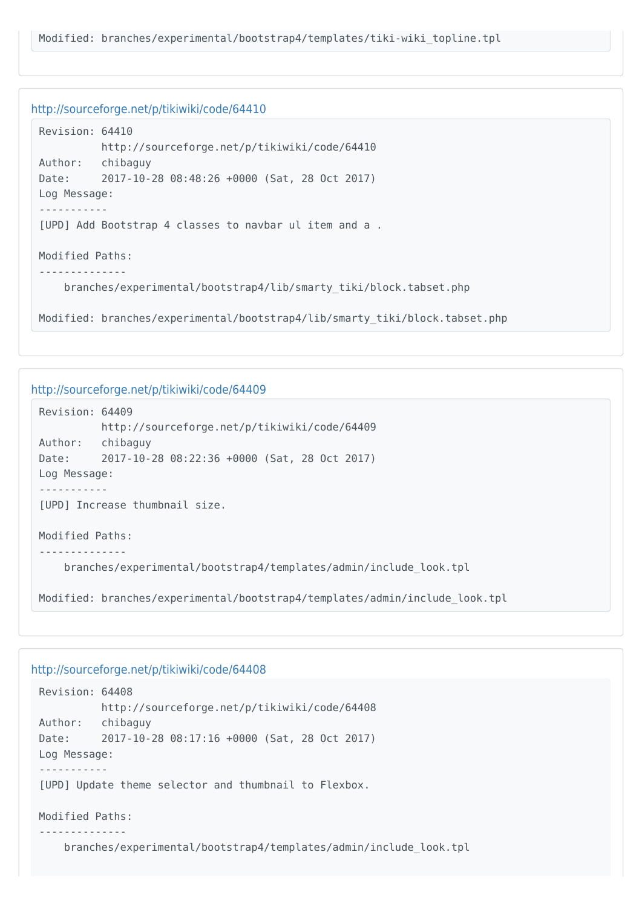```
Modified: branches/experimental/bootstrap4/templates/tiki-wiki_topline.tpl
```

http://sourceforge.net/p/tikiwiki/code/64410

```
Revision: 64410
          http://sourceforge.net/p/tikiwiki/code/64410
Author:   chibaguy
Date:     2017-10-28 08:48:26 +0000 (Sat, 28 Oct 2017)
Log Message:
-----------
[UPD] Add Bootstrap 4 classes to navbar ul item and a .

Modified Paths:
--------------
    branches/experimental/bootstrap4/lib/smarty_tiki/block.tabset.php

Modified: branches/experimental/bootstrap4/lib/smarty_tiki/block.tabset.php
```

http://sourceforge.net/p/tikiwiki/code/64409

```
Revision: 64409
          http://sourceforge.net/p/tikiwiki/code/64409
Author:   chibaguy
Date:     2017-10-28 08:22:36 +0000 (Sat, 28 Oct 2017)
Log Message:
-----------
[UPD] Increase thumbnail size.

Modified Paths:
--------------
    branches/experimental/bootstrap4/templates/admin/include_look.tpl

Modified: branches/experimental/bootstrap4/templates/admin/include_look.tpl
```

http://sourceforge.net/p/tikiwiki/code/64408

```
Revision: 64408
          http://sourceforge.net/p/tikiwiki/code/64408
Author:   chibaguy
Date:     2017-10-28 08:17:16 +0000 (Sat, 28 Oct 2017)
Log Message:
-----------
[UPD] Update theme selector and thumbnail to Flexbox.

Modified Paths:
--------------
    branches/experimental/bootstrap4/templates/admin/include_look.tpl
```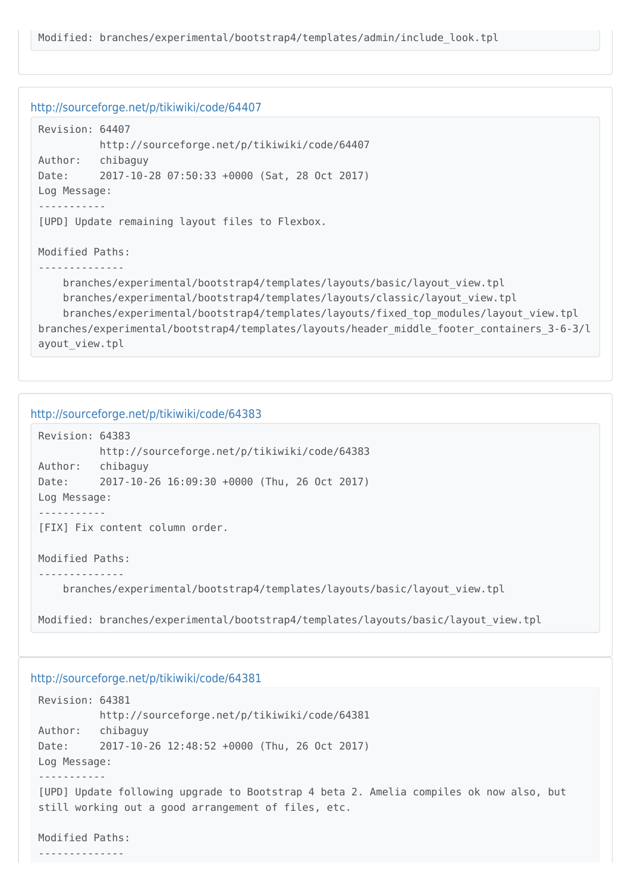```
Modified: branches/experimental/bootstrap4/templates/admin/include_look.tpl
```

http://sourceforge.net/p/tikiwiki/code/64407

```
Revision: 64407
          http://sourceforge.net/p/tikiwiki/code/64407
Author:   chibaguy
Date:     2017-10-28 07:50:33 +0000 (Sat, 28 Oct 2017)
Log Message:
-----------
[UPD] Update remaining layout files to Flexbox.

Modified Paths:
--------------
    branches/experimental/bootstrap4/templates/layouts/basic/layout_view.tpl
    branches/experimental/bootstrap4/templates/layouts/classic/layout_view.tpl
    branches/experimental/bootstrap4/templates/layouts/fixed_top_modules/layout_view.tpl
branches/experimental/bootstrap4/templates/layouts/header_middle_footer_containers_3-6-3/layout_view.tpl
```

http://sourceforge.net/p/tikiwiki/code/64383

```
Revision: 64383
          http://sourceforge.net/p/tikiwiki/code/64383
Author:   chibaguy
Date:     2017-10-26 16:09:30 +0000 (Thu, 26 Oct 2017)
Log Message:
-----------
[FIX] Fix content column order.

Modified Paths:
--------------
    branches/experimental/bootstrap4/templates/layouts/basic/layout_view.tpl

Modified: branches/experimental/bootstrap4/templates/layouts/basic/layout_view.tpl
```

http://sourceforge.net/p/tikiwiki/code/64381

```
Revision: 64381
          http://sourceforge.net/p/tikiwiki/code/64381
Author:   chibaguy
Date:     2017-10-26 12:48:52 +0000 (Thu, 26 Oct 2017)
Log Message:
-----------
[UPD] Update following upgrade to Bootstrap 4 beta 2. Amelia compiles ok now also, but
still working out a good arrangement of files, etc.

Modified Paths:
--------------
```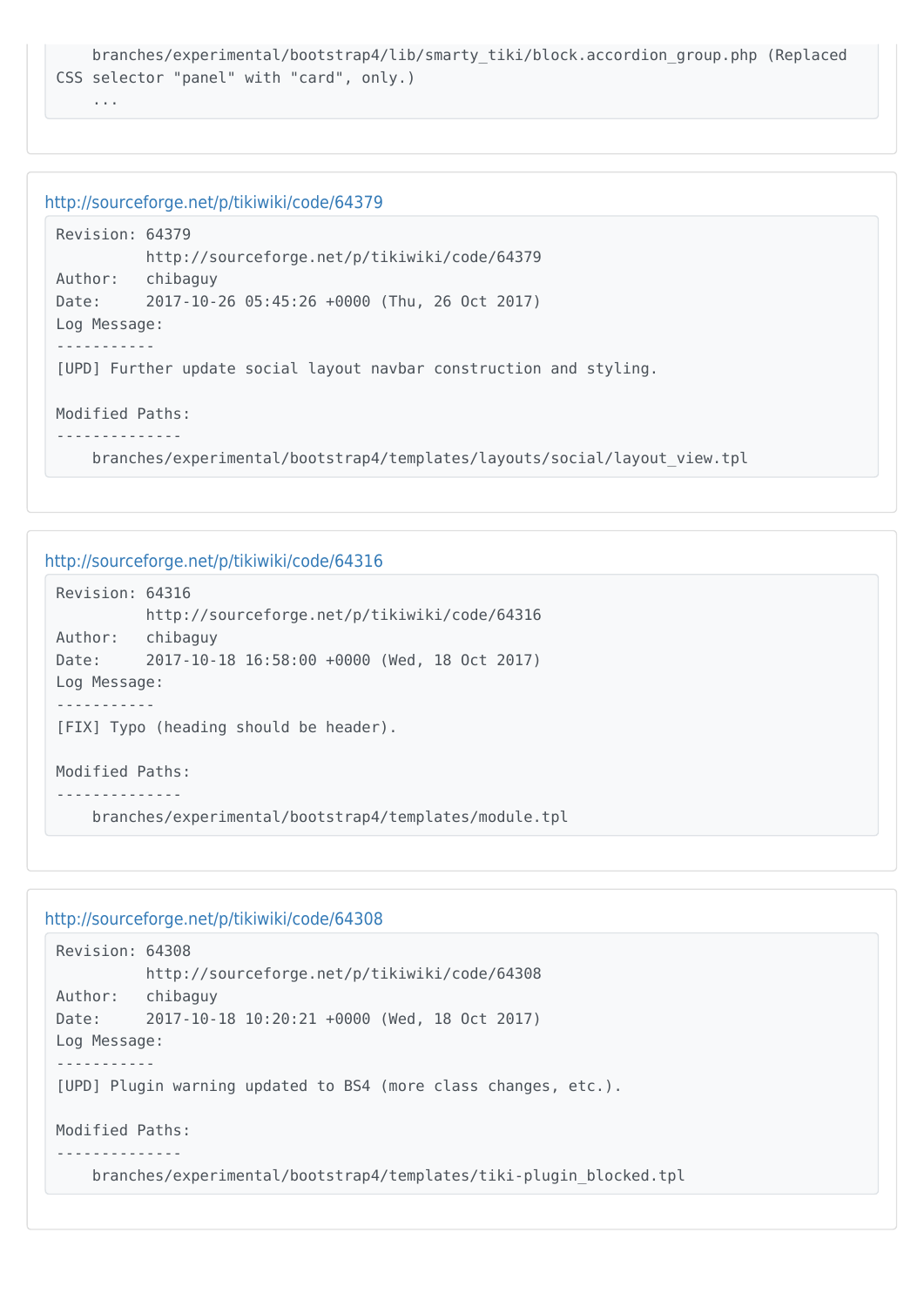```
    branches/experimental/bootstrap4/lib/smarty_tiki/block.accordion_group.php (Replaced CSS selector "panel" with "card", only.)
    ...
```

http://sourceforge.net/p/tikiwiki/code/64379

```
Revision: 64379
          http://sourceforge.net/p/tikiwiki/code/64379
Author:   chibaguy
Date:     2017-10-26 05:45:26 +0000 (Thu, 26 Oct 2017)
Log Message:
-----------
[UPD] Further update social layout navbar construction and styling.

Modified Paths:
--------------
    branches/experimental/bootstrap4/templates/layouts/social/layout_view.tpl
```

http://sourceforge.net/p/tikiwiki/code/64316

```
Revision: 64316
          http://sourceforge.net/p/tikiwiki/code/64316
Author:   chibaguy
Date:     2017-10-18 16:58:00 +0000 (Wed, 18 Oct 2017)
Log Message:
-----------
[FIX] Typo (heading should be header).

Modified Paths:
--------------
    branches/experimental/bootstrap4/templates/module.tpl
```

http://sourceforge.net/p/tikiwiki/code/64308

```
Revision: 64308
          http://sourceforge.net/p/tikiwiki/code/64308
Author:   chibaguy
Date:     2017-10-18 10:20:21 +0000 (Wed, 18 Oct 2017)
Log Message:
-----------
[UPD] Plugin warning updated to BS4 (more class changes, etc.).

Modified Paths:
--------------
    branches/experimental/bootstrap4/templates/tiki-plugin_blocked.tpl
```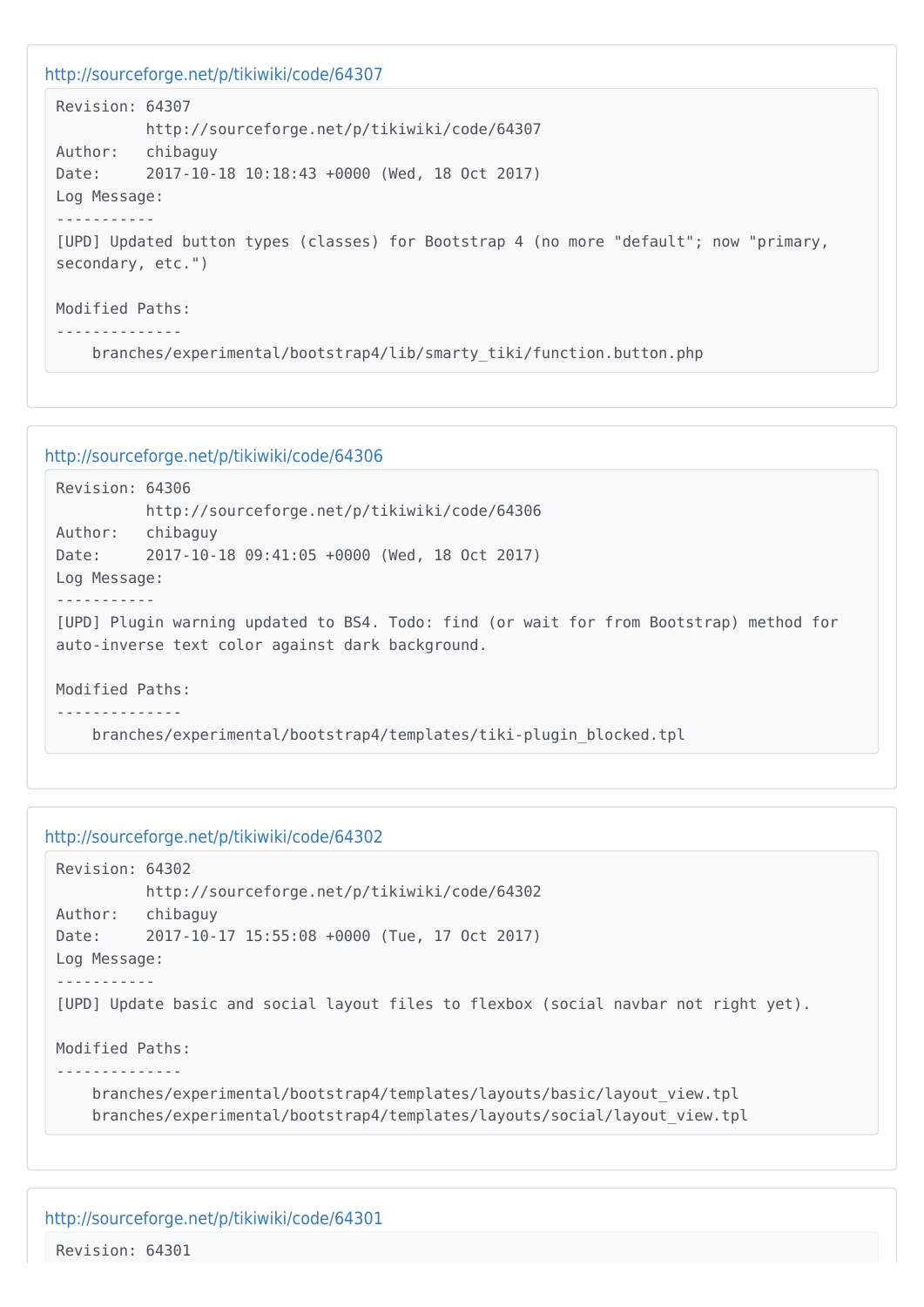http://sourceforge.net/p/tikiwiki/code/64307

```
Revision: 64307
          http://sourceforge.net/p/tikiwiki/code/64307
Author:   chibaguy
Date:     2017-10-18 10:18:43 +0000 (Wed, 18 Oct 2017)
Log Message:
-----------
[UPD] Updated button types (classes) for Bootstrap 4 (no more "default"; now "primary, secondary, etc.")

Modified Paths:
--------------
    branches/experimental/bootstrap4/lib/smarty_tiki/function.button.php
```

http://sourceforge.net/p/tikiwiki/code/64306

```
Revision: 64306
          http://sourceforge.net/p/tikiwiki/code/64306
Author:   chibaguy
Date:     2017-10-18 09:41:05 +0000 (Wed, 18 Oct 2017)
Log Message:
-----------
[UPD] Plugin warning updated to BS4. Todo: find (or wait for from Bootstrap) method for auto-inverse text color against dark background.

Modified Paths:
--------------
    branches/experimental/bootstrap4/templates/tiki-plugin_blocked.tpl
```

http://sourceforge.net/p/tikiwiki/code/64302

```
Revision: 64302
          http://sourceforge.net/p/tikiwiki/code/64302
Author:   chibaguy
Date:     2017-10-17 15:55:08 +0000 (Tue, 17 Oct 2017)
Log Message:
-----------
[UPD] Update basic and social layout files to flexbox (social navbar not right yet).

Modified Paths:
--------------
    branches/experimental/bootstrap4/templates/layouts/basic/layout_view.tpl
    branches/experimental/bootstrap4/templates/layouts/social/layout_view.tpl
```

http://sourceforge.net/p/tikiwiki/code/64301

```
Revision: 64301
```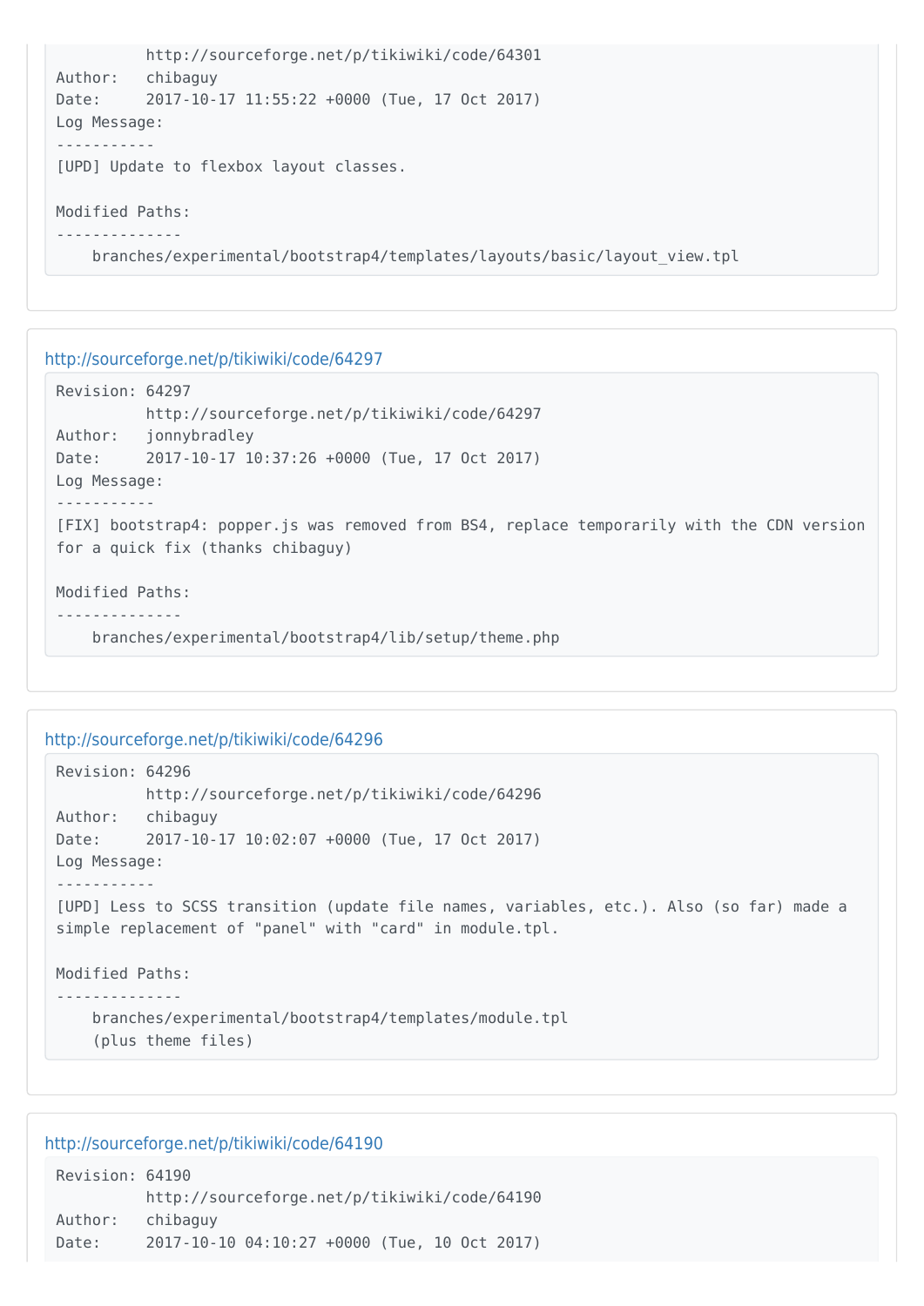```
         http://sourceforge.net/p/tikiwiki/code/64301
Author:   chibaguy
Date:     2017-10-17 11:55:22 +0000 (Tue, 17 Oct 2017)
Log Message:
-----------
[UPD] Update to flexbox layout classes.

Modified Paths:
--------------
    branches/experimental/bootstrap4/templates/layouts/basic/layout_view.tpl
```

[http://sourceforge.net/p/tikiwiki/code/64297](http://sourceforge.net/p/tikiwiki/code/64297)

```
Revision: 64297
          http://sourceforge.net/p/tikiwiki/code/64297
Author:   jonnybradley
Date:     2017-10-17 10:37:26 +0000 (Tue, 17 Oct 2017)
Log Message:
-----------
[FIX] bootstrap4: popper.js was removed from BS4, replace temporarily with the CDN version
for a quick fix (thanks chibaguy)

Modified Paths:
--------------
    branches/experimental/bootstrap4/lib/setup/theme.php
```

[http://sourceforge.net/p/tikiwiki/code/64296](http://sourceforge.net/p/tikiwiki/code/64296)

```
Revision: 64296
          http://sourceforge.net/p/tikiwiki/code/64296
Author:   chibaguy
Date:     2017-10-17 10:02:07 +0000 (Tue, 17 Oct 2017)
Log Message:
-----------
[UPD] Less to SCSS transition (update file names, variables, etc.). Also (so far) made a
simple replacement of "panel" with "card" in module.tpl.

Modified Paths:
--------------
    branches/experimental/bootstrap4/templates/module.tpl
    (plus theme files)
```

[http://sourceforge.net/p/tikiwiki/code/64190](http://sourceforge.net/p/tikiwiki/code/64190)

```
Revision: 64190
          http://sourceforge.net/p/tikiwiki/code/64190
Author:   chibaguy
Date:     2017-10-10 04:10:27 +0000 (Tue, 10 Oct 2017)
```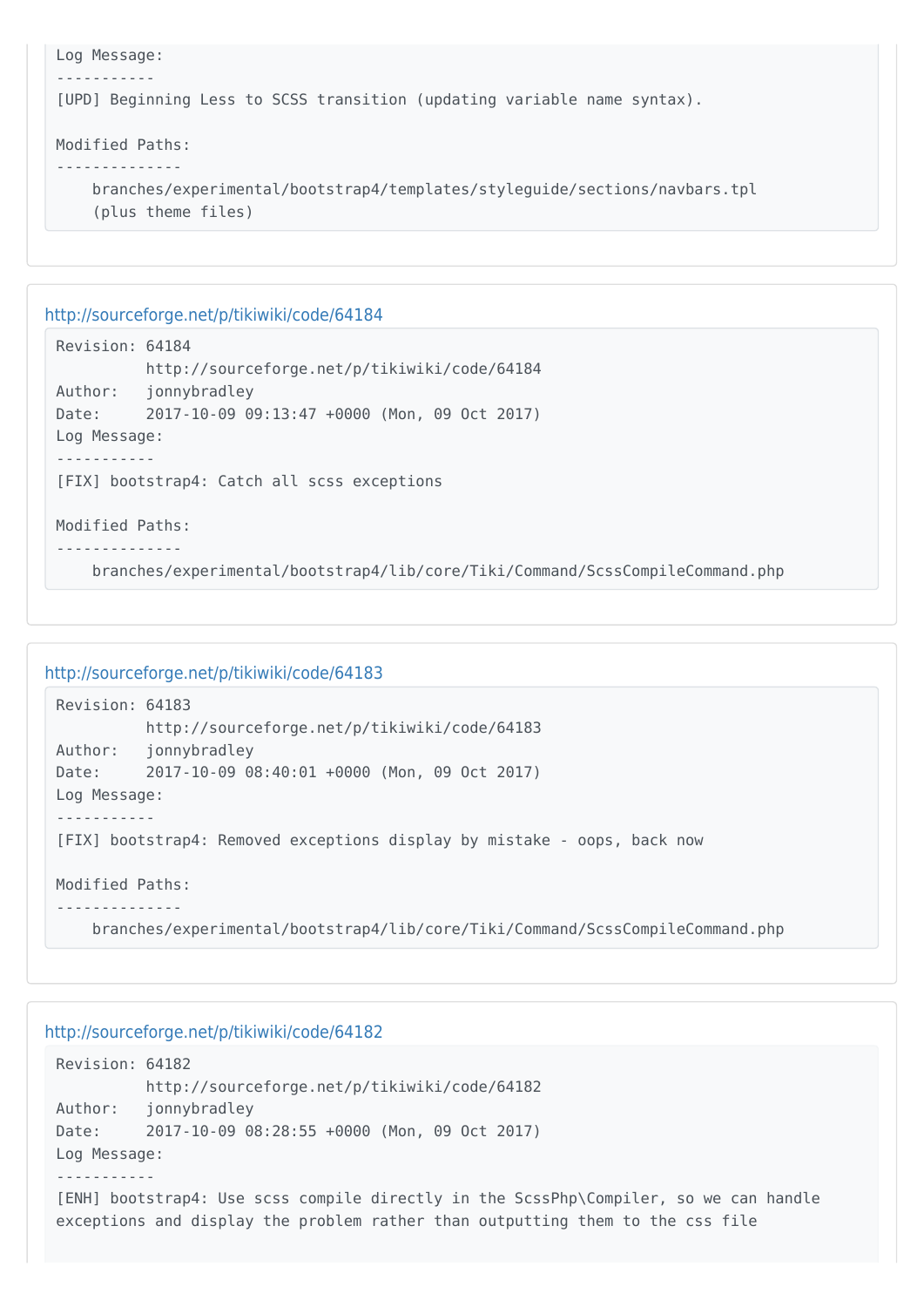```
Log Message:
-----------
[UPD] Beginning Less to SCSS transition (updating variable name syntax).

Modified Paths:
--------------
    branches/experimental/bootstrap4/templates/styleguide/sections/navbars.tpl
    (plus theme files)
```

http://sourceforge.net/p/tikiwiki/code/64184

```
Revision: 64184
          http://sourceforge.net/p/tikiwiki/code/64184
Author:   jonnybradley
Date:     2017-10-09 09:13:47 +0000 (Mon, 09 Oct 2017)
Log Message:
-----------
[FIX] bootstrap4: Catch all scss exceptions

Modified Paths:
--------------
    branches/experimental/bootstrap4/lib/core/Tiki/Command/ScssCompileCommand.php
```

http://sourceforge.net/p/tikiwiki/code/64183

```
Revision: 64183
          http://sourceforge.net/p/tikiwiki/code/64183
Author:   jonnybradley
Date:     2017-10-09 08:40:01 +0000 (Mon, 09 Oct 2017)
Log Message:
-----------
[FIX] bootstrap4: Removed exceptions display by mistake - oops, back now

Modified Paths:
--------------
    branches/experimental/bootstrap4/lib/core/Tiki/Command/ScssCompileCommand.php
```

http://sourceforge.net/p/tikiwiki/code/64182

```
Revision: 64182
          http://sourceforge.net/p/tikiwiki/code/64182
Author:   jonnybradley
Date:     2017-10-09 08:28:55 +0000 (Mon, 09 Oct 2017)
Log Message:
-----------
[ENH] bootstrap4: Use scss compile directly in the ScssPhp\Compiler, so we can handle
exceptions and display the problem rather than outputting them to the css file
```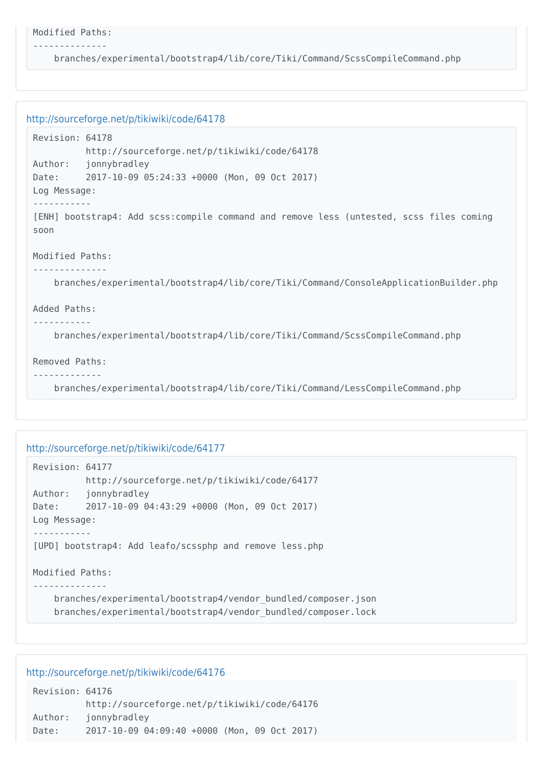```
Modified Paths:
--------------
    branches/experimental/bootstrap4/lib/core/Tiki/Command/ScssCompileCommand.php
```

http://sourceforge.net/p/tikiwiki/code/64178

```
Revision: 64178
          http://sourceforge.net/p/tikiwiki/code/64178
Author:   jonnybradley
Date:     2017-10-09 05:24:33 +0000 (Mon, 09 Oct 2017)
Log Message:
-----------
[ENH] bootstrap4: Add scss:compile command and remove less (untested, scss files coming
soon

Modified Paths:
--------------
    branches/experimental/bootstrap4/lib/core/Tiki/Command/ConsoleApplicationBuilder.php

Added Paths:
-----------
    branches/experimental/bootstrap4/lib/core/Tiki/Command/ScssCompileCommand.php

Removed Paths:
-------------
    branches/experimental/bootstrap4/lib/core/Tiki/Command/LessCompileCommand.php
```

http://sourceforge.net/p/tikiwiki/code/64177

```
Revision: 64177
          http://sourceforge.net/p/tikiwiki/code/64177
Author:   jonnybradley
Date:     2017-10-09 04:43:29 +0000 (Mon, 09 Oct 2017)
Log Message:
-----------
[UPD] bootstrap4: Add leafo/scssphp and remove less.php

Modified Paths:
--------------
    branches/experimental/bootstrap4/vendor_bundled/composer.json
    branches/experimental/bootstrap4/vendor_bundled/composer.lock
```

http://sourceforge.net/p/tikiwiki/code/64176

```
Revision: 64176
          http://sourceforge.net/p/tikiwiki/code/64176
Author:   jonnybradley
Date:     2017-10-09 04:09:40 +0000 (Mon, 09 Oct 2017)
```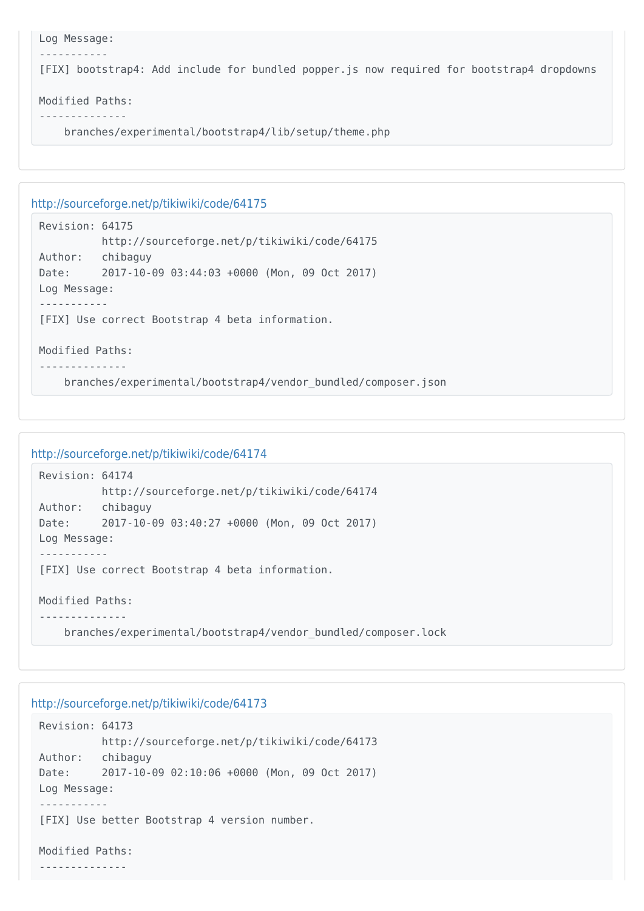```
Log Message:
-----------
[FIX] bootstrap4: Add include for bundled popper.js now required for bootstrap4 dropdowns

Modified Paths:
--------------
    branches/experimental/bootstrap4/lib/setup/theme.php
```

http://sourceforge.net/p/tikiwiki/code/64175

```
Revision: 64175
          http://sourceforge.net/p/tikiwiki/code/64175
Author:   chibaguy
Date:     2017-10-09 03:44:03 +0000 (Mon, 09 Oct 2017)
Log Message:
-----------
[FIX] Use correct Bootstrap 4 beta information.

Modified Paths:
--------------
    branches/experimental/bootstrap4/vendor_bundled/composer.json
```

http://sourceforge.net/p/tikiwiki/code/64174

```
Revision: 64174
          http://sourceforge.net/p/tikiwiki/code/64174
Author:   chibaguy
Date:     2017-10-09 03:40:27 +0000 (Mon, 09 Oct 2017)
Log Message:
-----------
[FIX] Use correct Bootstrap 4 beta information.

Modified Paths:
--------------
    branches/experimental/bootstrap4/vendor_bundled/composer.lock
```

http://sourceforge.net/p/tikiwiki/code/64173

```
Revision: 64173
          http://sourceforge.net/p/tikiwiki/code/64173
Author:   chibaguy
Date:     2017-10-09 02:10:06 +0000 (Mon, 09 Oct 2017)
Log Message:
-----------
[FIX] Use better Bootstrap 4 version number.

Modified Paths:
--------------
```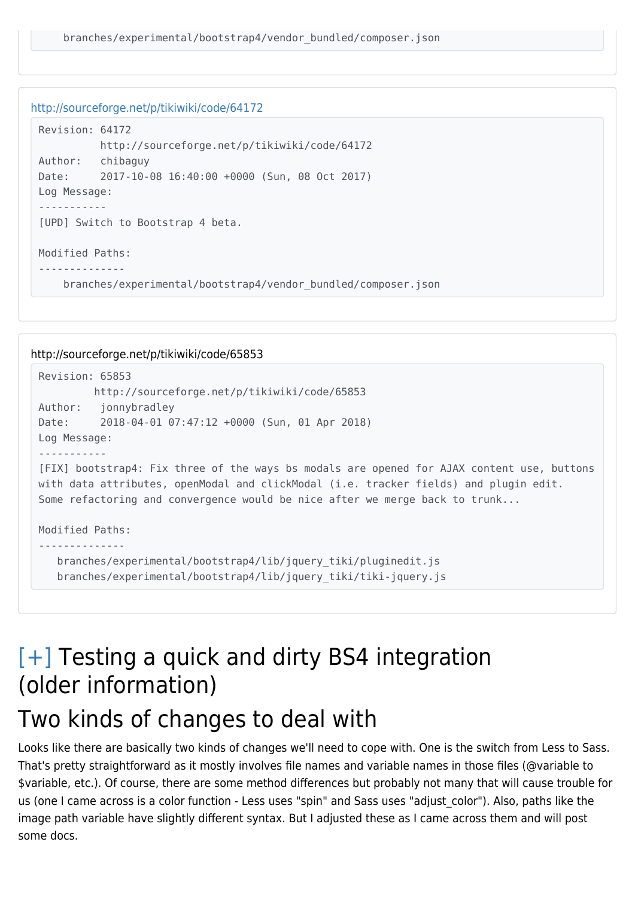```
    branches/experimental/bootstrap4/vendor_bundled/composer.json
```

http://sourceforge.net/p/tikiwiki/code/64172

```
Revision: 64172
          http://sourceforge.net/p/tikiwiki/code/64172
Author:   chibaguy
Date:     2017-10-08 16:40:00 +0000 (Sun, 08 Oct 2017)
Log Message:
-----------
[UPD] Switch to Bootstrap 4 beta.

Modified Paths:
--------------
    branches/experimental/bootstrap4/vendor_bundled/composer.json
```

http://sourceforge.net/p/tikiwiki/code/65853

```
Revision: 65853
         http://sourceforge.net/p/tikiwiki/code/65853
Author:   jonnybradley
Date:     2018-04-01 07:47:12 +0000 (Sun, 01 Apr 2018)
Log Message:
-----------
[FIX] bootstrap4: Fix three of the ways bs modals are opened for AJAX content use, buttons
with data attributes, openModal and clickModal (i.e. tracker fields) and plugin edit.
Some refactoring and convergence would be nice after we merge back to trunk...

Modified Paths:
--------------
   branches/experimental/bootstrap4/lib/jquery_tiki/pluginedit.js
   branches/experimental/bootstrap4/lib/jquery_tiki/tiki-jquery.js
```

# [+] Testing a quick and dirty BS4 integration (older information)

# Two kinds of changes to deal with

Looks like there are basically two kinds of changes we'll need to cope with. One is the switch from Less to Sass. That's pretty straightforward as it mostly involves file names and variable names in those files (@variable to $variable, etc.). Of course, there are some method differences but probably not many that will cause trouble for us (one I came across is a color function - Less uses "spin" and Sass uses "adjust_color"). Also, paths like the image path variable have slightly different syntax. But I adjusted these as I came across them and will post some docs.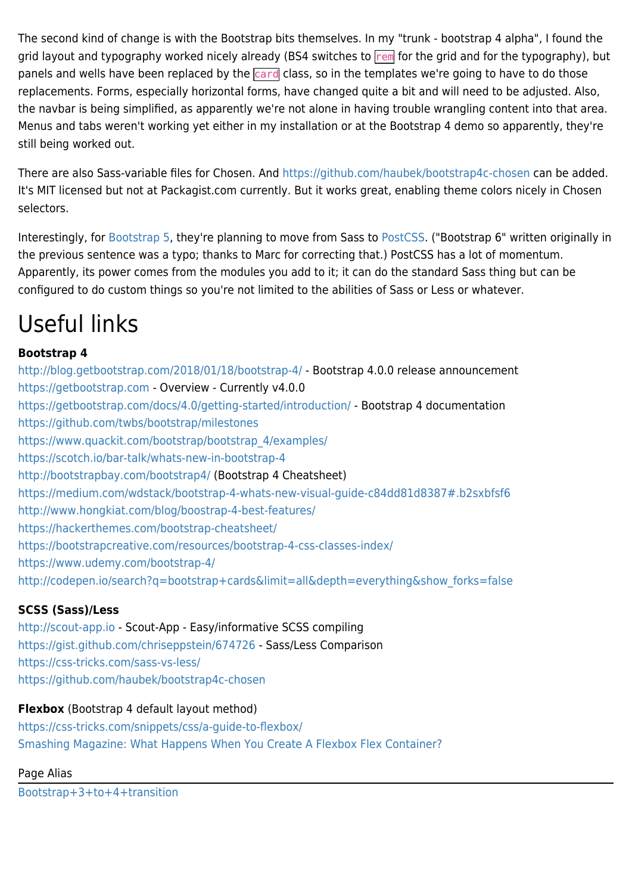The second kind of change is with the Bootstrap bits themselves. In my "trunk - bootstrap 4 alpha", I found the grid layout and typography worked nicely already (BS4 switches to `rem` for the grid and for the typography), but panels and wells have been replaced by the `card` class, so in the templates we're going to have to do those replacements. Forms, especially horizontal forms, have changed quite a bit and will need to be adjusted. Also, the navbar is being simplified, as apparently we're not alone in having trouble wrangling content into that area. Menus and tabs weren't working yet either in my installation or at the Bootstrap 4 demo so apparently, they're still being worked out.

There are also Sass-variable files for Chosen. And https://github.com/haubek/bootstrap4c-chosen can be added. It's MIT licensed but not at Packagist.com currently. But it works great, enabling theme colors nicely in Chosen selectors.

Interestingly, for Bootstrap 5, they're planning to move from Sass to PostCSS. ("Bootstrap 6" written originally in the previous sentence was a typo; thanks to Marc for correcting that.) PostCSS has a lot of momentum. Apparently, its power comes from the modules you add to it; it can do the standard Sass thing but can be configured to do custom things so you're not limited to the abilities of Sass or Less or whatever.

# Useful links

**Bootstrap 4**

http://blog.getbootstrap.com/2018/01/18/bootstrap-4/ - Bootstrap 4.0.0 release announcement
https://getbootstrap.com - Overview - Currently v4.0.0
https://getbootstrap.com/docs/4.0/getting-started/introduction/ - Bootstrap 4 documentation
https://github.com/twbs/bootstrap/milestones
https://www.quackit.com/bootstrap/bootstrap_4/examples/
https://scotch.io/bar-talk/whats-new-in-bootstrap-4
http://bootstrapbay.com/bootstrap4/ (Bootstrap 4 Cheatsheet)
https://medium.com/wdstack/bootstrap-4-whats-new-visual-guide-c84dd81d8387#.b2sxbfsf6
http://www.hongkiat.com/blog/boostrap-4-best-features/
https://hackerthemes.com/bootstrap-cheatsheet/
https://bootstrapcreative.com/resources/bootstrap-4-css-classes-index/
https://www.udemy.com/bootstrap-4/
http://codepen.io/search?q=bootstrap+cards&limit=all&depth=everything&show_forks=false

**SCSS (Sass)/Less**

http://scout-app.io - Scout-App - Easy/informative SCSS compiling
https://gist.github.com/chriseppstein/674726 - Sass/Less Comparison
https://css-tricks.com/sass-vs-less/
https://github.com/haubek/bootstrap4c-chosen

**Flexbox** (Bootstrap 4 default layout method)

https://css-tricks.com/snippets/css/a-guide-to-flexbox/
Smashing Magazine: What Happens When You Create A Flexbox Flex Container?

Page Alias

Bootstrap+3+to+4+transition